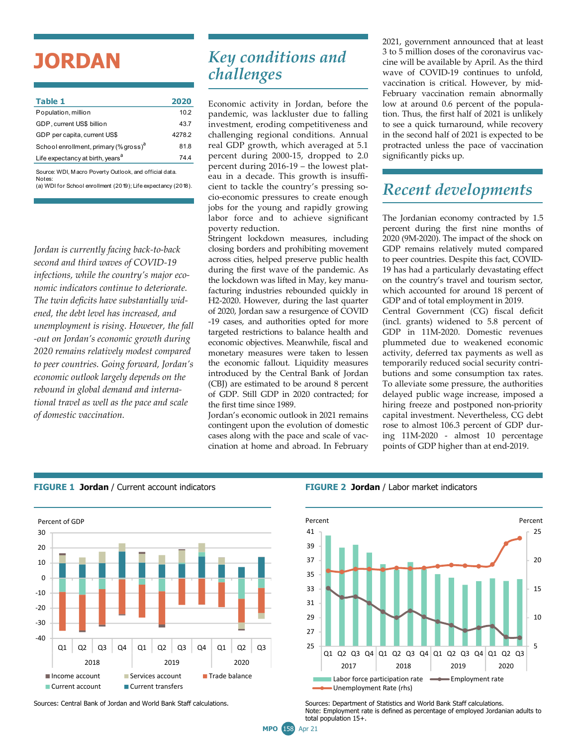# JORDAN

| Table 1 | 2020 |
|---|---|
| Population, million | 10.2 |
| GDP, current US$ billion | 43.7 |
| GDP per capita, current US$ | 4278.2 |
| School enrollment, primary (% gross)[a] | 81.8 |
| Life expectancy at birth, years[a] | 74.4 |

Source: WDI, Macro Poverty Outlook, and official data.
Notes:
(a) WDI for School enrollment (2019); Life expectancy (2018).

*Jordan is currently facing back-to-back second and third waves of COVID-19 infections, while the country's major economic indicators continue to deteriorate. The twin deficits have substantially widened, the debt level has increased, and unemployment is rising. However, the fall-out on Jordan's economic growth during 2020 remains relatively modest compared to peer countries. Going forward, Jordan's economic outlook largely depends on the rebound in global demand and international travel as well as the pace and scale of domestic vaccination.*

## Key conditions and challenges

Economic activity in Jordan, before the pandemic, was lackluster due to falling investment, eroding competitiveness and challenging regional conditions. Annual real GDP growth, which averaged at 5.1 percent during 2000-15, dropped to 2.0 percent during 2016-19 – the lowest plateau in a decade. This growth is insufficient to tackle the country's pressing socio-economic pressures to create enough jobs for the young and rapidly growing labor force and to achieve significant poverty reduction.

Stringent lockdown measures, including closing borders and prohibiting movement across cities, helped preserve public health during the first wave of the pandemic. As the lockdown was lifted in May, key manufacturing industries rebounded quickly in H2-2020. However, during the last quarter of 2020, Jordan saw a resurgence of COVID-19 cases, and authorities opted for more targeted restrictions to balance health and economic objectives. Meanwhile, fiscal and monetary measures were taken to lessen the economic fallout. Liquidity measures introduced by the Central Bank of Jordan (CBJ) are estimated to be around 8 percent of GDP. Still GDP in 2020 contracted; for the first time since 1989.

Jordan's economic outlook in 2021 remains contingent upon the evolution of domestic cases along with the pace and scale of vaccination at home and abroad. In February 2021, government announced that at least 3 to 5 million doses of the coronavirus vaccine will be available by April. As the third wave of COVID-19 continues to unfold, vaccination is critical. However, by mid-February vaccination remain abnormally low at around 0.6 percent of the population. Thus, the first half of 2021 is unlikely to see a quick turnaround, while recovery in the second half of 2021 is expected to be protracted unless the pace of vaccination significantly picks up.

## Recent developments

The Jordanian economy contracted by 1.5 percent during the first nine months of 2020 (9M-2020). The impact of the shock on GDP remains relatively muted compared to peer countries. Despite this fact, COVID-19 has had a particularly devastating effect on the country's travel and tourism sector, which accounted for around 18 percent of GDP and of total employment in 2019.

Central Government (CG) fiscal deficit (incl. grants) widened to 5.8 percent of GDP in 11M-2020. Domestic revenues plummeted due to weakened economic activity, deferred tax payments as well as temporarily reduced social security contributions and some consumption tax rates. To alleviate some pressure, the authorities delayed public wage increase, imposed a hiring freeze and postponed non-priority capital investment. Nevertheless, CG debt rose to almost 106.3 percent of GDP during 11M-2020 - almost 10 percentage points of GDP higher than at end-2019.

**FIGURE 1 Jordan** / Current account indicators

Sources: Central Bank of Jordan and World Bank Staff calculations.

**FIGURE 2 Jordan** / Labor market indicators

Sources: Department of Statistics and World Bank Staff calculations.
Note: Employment rate is defined as percentage of employed Jordanian adults to total population 15+.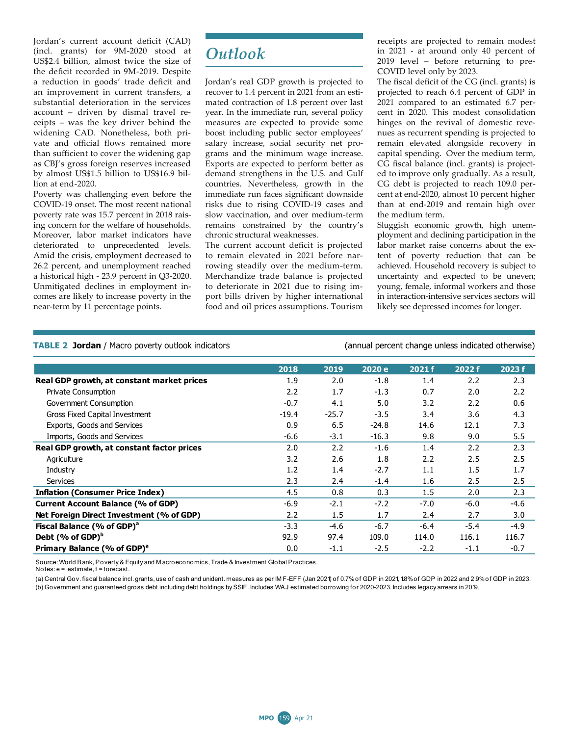Jordan's current account deficit (CAD) (incl. grants) for 9M-2020 stood at US$2.4 billion, almost twice the size of the deficit recorded in 9M-2019. Despite a reduction in goods' trade deficit and an improvement in current transfers, a substantial deterioration in the services account – driven by dismal travel receipts – was the key driver behind the widening CAD. Nonetheless, both private and official flows remained more than sufficient to cover the widening gap as CBJ's gross foreign reserves increased by almost US$1.5 billion to US$16.9 billion at end-2020.

Poverty was challenging even before the COVID-19 onset. The most recent national poverty rate was 15.7 percent in 2018 raising concern for the welfare of households. Moreover, labor market indicators have deteriorated to unprecedented levels. Amid the crisis, employment decreased to 26.2 percent, and unemployment reached a historical high - 23.9 percent in Q3-2020. Unmitigated declines in employment incomes are likely to increase poverty in the near-term by 11 percentage points.

## Outlook

Jordan's real GDP growth is projected to recover to 1.4 percent in 2021 from an estimated contraction of 1.8 percent over last year. In the immediate run, several policy measures are expected to provide some boost including public sector employees' salary increase, social security net programs and the minimum wage increase. Exports are expected to perform better as demand strengthens in the U.S. and Gulf countries. Nevertheless, growth in the immediate run faces significant downside risks due to rising COVID-19 cases and slow vaccination, and over medium-term remains constrained by the country's chronic structural weaknesses.

The current account deficit is projected to remain elevated in 2021 before narrowing steadily over the medium-term. Merchandize trade balance is projected to deteriorate in 2021 due to rising import bills driven by higher international food and oil prices assumptions. Tourism receipts are projected to remain modest in 2021 - at around only 40 percent of 2019 level – before returning to pre-COVID level only by 2023.

The fiscal deficit of the CG (incl. grants) is projected to reach 6.4 percent of GDP in 2021 compared to an estimated 6.7 percent in 2020. This modest consolidation hinges on the revival of domestic revenues as recurrent spending is projected to remain elevated alongside recovery in capital spending. Over the medium term, CG fiscal balance (incl. grants) is projected to improve only gradually. As a result, CG debt is projected to reach 109.0 percent at end-2020, almost 10 percent higher than at end-2019 and remain high over the medium term.

Sluggish economic growth, high unemployment and declining participation in the labor market raise concerns about the extent of poverty reduction that can be achieved. Household recovery is subject to uncertainty and expected to be uneven; young, female, informal workers and those in interaction-intensive services sectors will likely see depressed incomes for longer.

**TABLE 2 Jordan** / Macro poverty outlook indicators (annual percent change unless indicated otherwise)

| | 2018 | 2019 | 2020 e | 2021 f | 2022 f | 2023 f |
|---|---|---|---|---|---|---|
| **Real GDP growth, at constant market prices** | 1.9 | 2.0 | -1.8 | 1.4 | 2.2 | 2.3 |
| Private Consumption | 2.2 | 1.7 | -1.3 | 0.7 | 2.0 | 2.2 |
| Government Consumption | -0.7 | 4.1 | 5.0 | 3.2 | 2.2 | 0.6 |
| Gross Fixed Capital Investment | -19.4 | -25.7 | -3.5 | 3.4 | 3.6 | 4.3 |
| Exports, Goods and Services | 0.9 | 6.5 | -24.8 | 14.6 | 12.1 | 7.3 |
| Imports, Goods and Services | -6.6 | -3.1 | -16.3 | 9.8 | 9.0 | 5.5 |
| **Real GDP growth, at constant factor prices** | 2.0 | 2.2 | -1.6 | 1.4 | 2.2 | 2.3 |
| Agriculture | 3.2 | 2.6 | 1.8 | 2.2 | 2.5 | 2.5 |
| Industry | 1.2 | 1.4 | -2.7 | 1.1 | 1.5 | 1.7 |
| Services | 2.3 | 2.4 | -1.4 | 1.6 | 2.5 | 2.5 |
| **Inflation (Consumer Price Index)** | 4.5 | 0.8 | 0.3 | 1.5 | 2.0 | 2.3 |
| **Current Account Balance (% of GDP)** | -6.9 | -2.1 | -7.2 | -7.0 | -6.0 | -4.6 |
| **Net Foreign Direct Investment (% of GDP)** | 2.2 | 1.5 | 1.7 | 2.4 | 2.7 | 3.0 |
| **Fiscal Balance (% of GDP)[a]** | -3.3 | -4.6 | -6.7 | -6.4 | -5.4 | -4.9 |
| **Debt (% of GDP)[b]** | 92.9 | 97.4 | 109.0 | 114.0 | 116.1 | 116.7 |
| **Primary Balance (% of GDP)[a]** | 0.0 | -1.1 | -2.5 | -2.2 | -1.1 | -0.7 |

Source: World Bank, Poverty & Equity and Macroeconomics, Trade & Investment Global Practices.
Notes: e = estimate, f = forecast.

(a) Central Gov. fiscal balance incl. grants, use of cash and unident. measures as per IMF-EFF (Jan 2021) of 0.7% of GDP in 2021, 1.8% of GDP in 2022 and 2.9% of GDP in 2023.
(b) Government and guaranteed gross debt including debt holdings by SSIF. Includes WAJ estimated borrowing for 2020-2023. Includes legacy arrears in 2019.